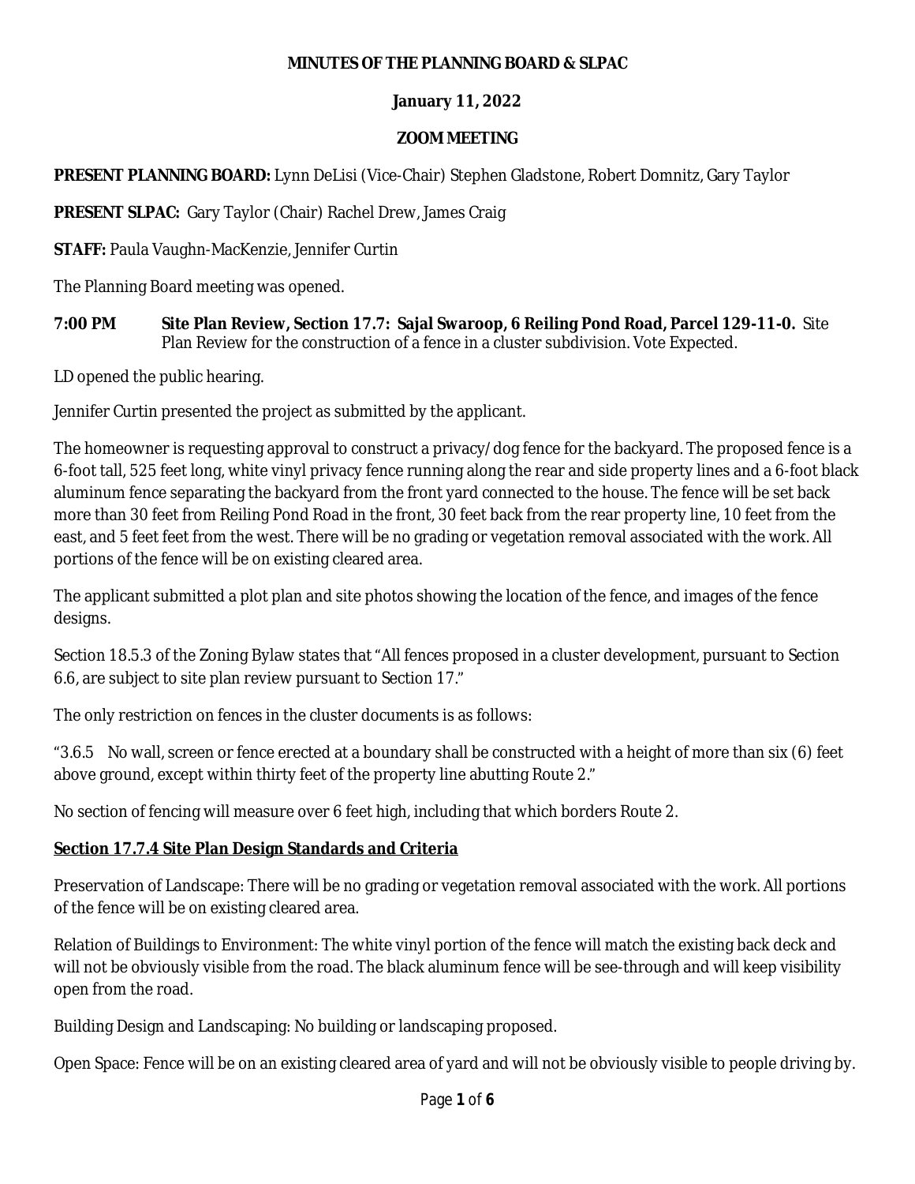**MINUTES OF THE PLANNING BOARD & SLPAC**

**January 11, 2022**

**ZOOM MEETING**

**PRESENT PLANNING BOARD:** Lynn DeLisi (Vice-Chair) Stephen Gladstone, Robert Domnitz, Gary Taylor

**PRESENT SLPAC:** Gary Taylor (Chair) Rachel Drew, James Craig

**STAFF:** Paula Vaughn-MacKenzie, Jennifer Curtin

The Planning Board meeting was opened.

**7:00 PM** **Site Plan Review, Section 17.7: Sajal Swaroop, 6 Reiling Pond Road, Parcel 129-11-0.** Site Plan Review for the construction of a fence in a cluster subdivision. Vote Expected.

LD opened the public hearing.

Jennifer Curtin presented the project as submitted by the applicant.

The homeowner is requesting approval to construct a privacy/dog fence for the backyard. The proposed fence is a 6-foot tall, 525 feet long, white vinyl privacy fence running along the rear and side property lines and a 6-foot black aluminum fence separating the backyard from the front yard connected to the house. The fence will be set back more than 30 feet from Reiling Pond Road in the front, 30 feet back from the rear property line, 10 feet from the east, and 5 feet feet from the west. There will be no grading or vegetation removal associated with the work. All portions of the fence will be on existing cleared area.

The applicant submitted a plot plan and site photos showing the location of the fence, and images of the fence designs.

Section 18.5.3 of the Zoning Bylaw states that "All fences proposed in a cluster development, pursuant to Section 6.6, are subject to site plan review pursuant to Section 17."

The only restriction on fences in the cluster documents is as follows:

"3.6.5 No wall, screen or fence erected at a boundary shall be constructed with a height of more than six (6) feet above ground, except within thirty feet of the property line abutting Route 2."

No section of fencing will measure over 6 feet high, including that which borders Route 2.

**Section 17.7.4 Site Plan Design Standards and Criteria**

Preservation of Landscape: There will be no grading or vegetation removal associated with the work. All portions of the fence will be on existing cleared area.

Relation of Buildings to Environment: The white vinyl portion of the fence will match the existing back deck and will not be obviously visible from the road. The black aluminum fence will be see-through and will keep visibility open from the road.

Building Design and Landscaping: No building or landscaping proposed.

Open Space: Fence will be on an existing cleared area of yard and will not be obviously visible to people driving by.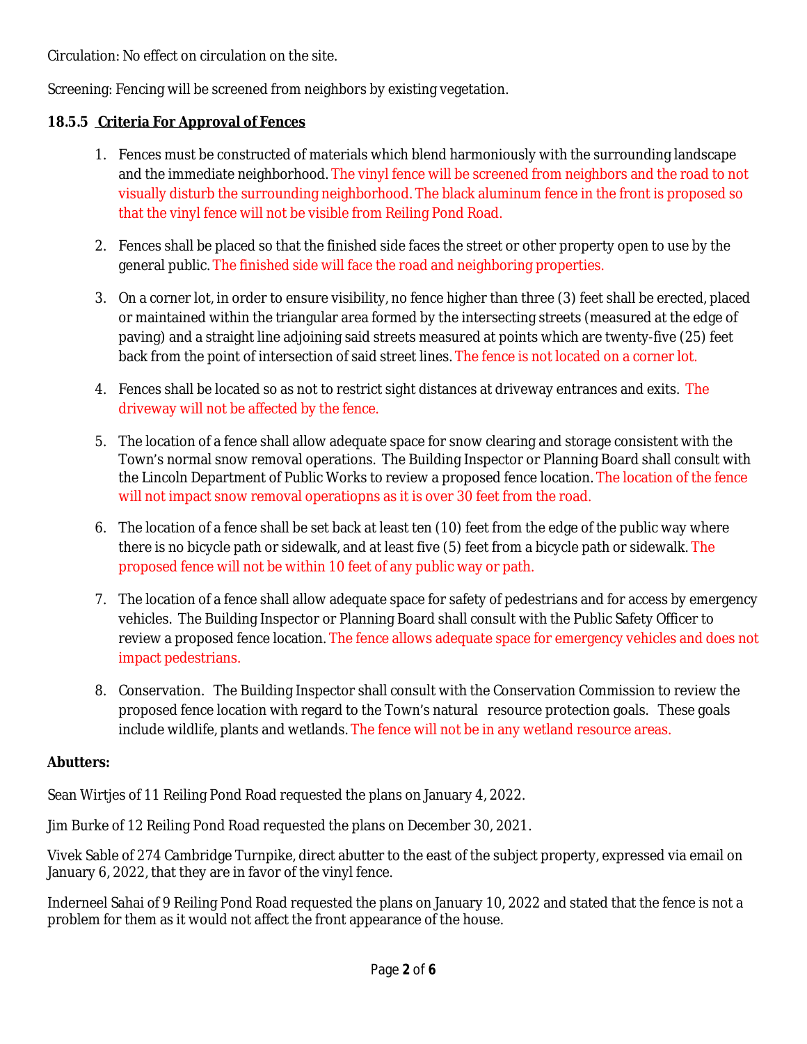Circulation: No effect on circulation on the site.

Screening: Fencing will be screened from neighbors by existing vegetation.

**18.5.5 <u>Criteria For Approval of Fences</u>**

1. Fences must be constructed of materials which blend harmoniously with the surrounding landscape and the immediate neighborhood. The vinyl fence will be screened from neighbors and the road to not visually disturb the surrounding neighborhood. The black aluminum fence in the front is proposed so that the vinyl fence will not be visible from Reiling Pond Road.

2. Fences shall be placed so that the finished side faces the street or other property open to use by the general public. The finished side will face the road and neighboring properties.

3. On a corner lot, in order to ensure visibility, no fence higher than three (3) feet shall be erected, placed or maintained within the triangular area formed by the intersecting streets (measured at the edge of paving) and a straight line adjoining said streets measured at points which are twenty-five (25) feet back from the point of intersection of said street lines. The fence is not located on a corner lot.

4. Fences shall be located so as not to restrict sight distances at driveway entrances and exits. The driveway will not be affected by the fence.

5. The location of a fence shall allow adequate space for snow clearing and storage consistent with the Town's normal snow removal operations. The Building Inspector or Planning Board shall consult with the Lincoln Department of Public Works to review a proposed fence location. The location of the fence will not impact snow removal operatiopns as it is over 30 feet from the road.

6. The location of a fence shall be set back at least ten (10) feet from the edge of the public way where there is no bicycle path or sidewalk, and at least five (5) feet from a bicycle path or sidewalk. The proposed fence will not be within 10 feet of any public way or path.

7. The location of a fence shall allow adequate space for safety of pedestrians and for access by emergency vehicles. The Building Inspector or Planning Board shall consult with the Public Safety Officer to review a proposed fence location. The fence allows adequate space for emergency vehicles and does not impact pedestrians.

8. Conservation. The Building Inspector shall consult with the Conservation Commission to review the proposed fence location with regard to the Town's natural resource protection goals. These goals include wildlife, plants and wetlands. The fence will not be in any wetland resource areas.

**Abutters:**

Sean Wirtjes of 11 Reiling Pond Road requested the plans on January 4, 2022.

Jim Burke of 12 Reiling Pond Road requested the plans on December 30, 2021.

Vivek Sable of 274 Cambridge Turnpike, direct abutter to the east of the subject property, expressed via email on January 6, 2022, that they are in favor of the vinyl fence.

Inderneel Sahai of 9 Reiling Pond Road requested the plans on January 10, 2022 and stated that the fence is not a problem for them as it would not affect the front appearance of the house.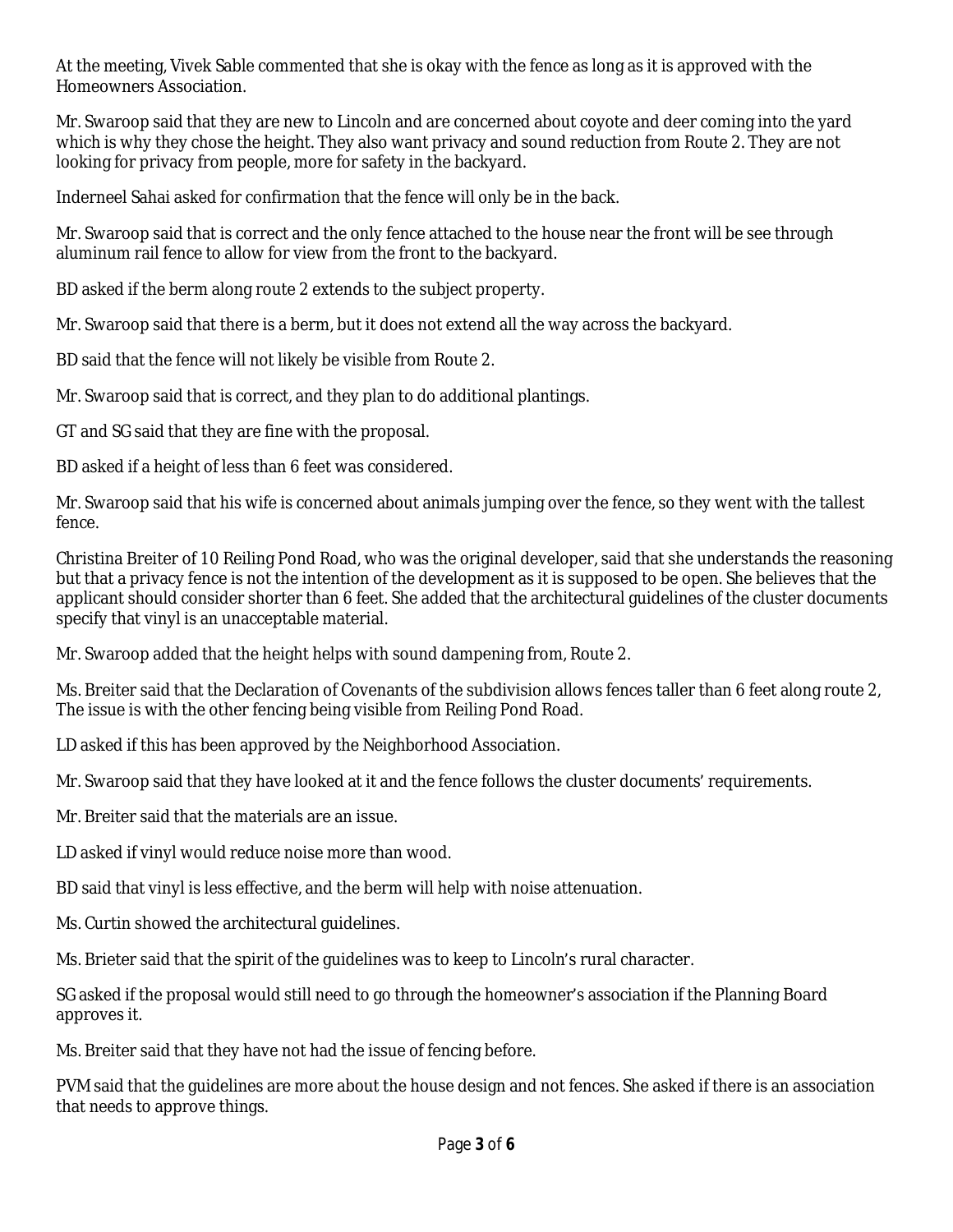At the meeting, Vivek Sable commented that she is okay with the fence as long as it is approved with the Homeowners Association.

Mr. Swaroop said that they are new to Lincoln and are concerned about coyote and deer coming into the yard which is why they chose the height. They also want privacy and sound reduction from Route 2. They are not looking for privacy from people, more for safety in the backyard.

Inderneel Sahai asked for confirmation that the fence will only be in the back.

Mr. Swaroop said that is correct and the only fence attached to the house near the front will be see through aluminum rail fence to allow for view from the front to the backyard.

BD asked if the berm along route 2 extends to the subject property.

Mr. Swaroop said that there is a berm, but it does not extend all the way across the backyard.

BD said that the fence will not likely be visible from Route 2.

Mr. Swaroop said that is correct, and they plan to do additional plantings.

GT and SG said that they are fine with the proposal.

BD asked if a height of less than 6 feet was considered.

Mr. Swaroop said that his wife is concerned about animals jumping over the fence, so they went with the tallest fence.

Christina Breiter of 10 Reiling Pond Road, who was the original developer, said that she understands the reasoning but that a privacy fence is not the intention of the development as it is supposed to be open. She believes that the applicant should consider shorter than 6 feet. She added that the architectural guidelines of the cluster documents specify that vinyl is an unacceptable material.

Mr. Swaroop added that the height helps with sound dampening from, Route 2.

Ms. Breiter said that the Declaration of Covenants of the subdivision allows fences taller than 6 feet along route 2, The issue is with the other fencing being visible from Reiling Pond Road.

LD asked if this has been approved by the Neighborhood Association.

Mr. Swaroop said that they have looked at it and the fence follows the cluster documents' requirements.

Mr. Breiter said that the materials are an issue.

LD asked if vinyl would reduce noise more than wood.

BD said that vinyl is less effective, and the berm will help with noise attenuation.

Ms. Curtin showed the architectural guidelines.

Ms. Brieter said that the spirit of the guidelines was to keep to Lincoln's rural character.

SG asked if the proposal would still need to go through the homeowner's association if the Planning Board approves it.

Ms. Breiter said that they have not had the issue of fencing before.

PVM said that the guidelines are more about the house design and not fences. She asked if there is an association that needs to approve things.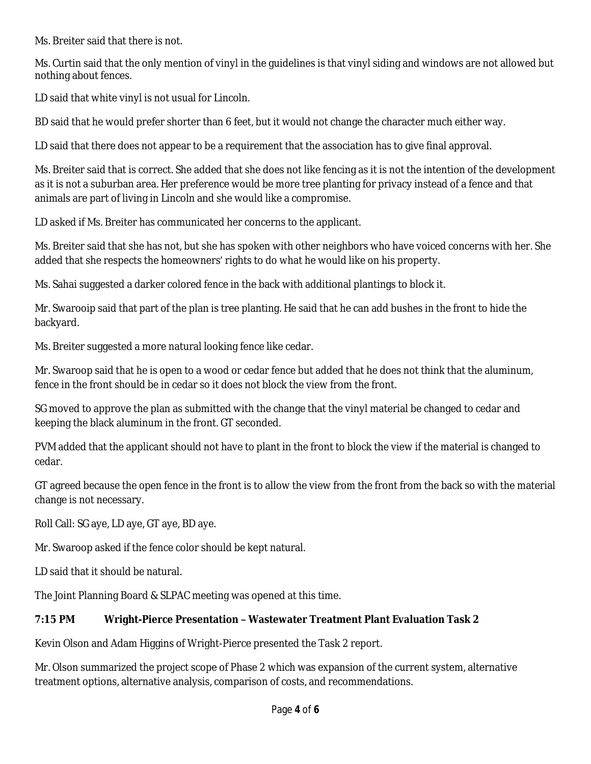Ms. Breiter said that there is not.

Ms. Curtin said that the only mention of vinyl in the guidelines is that vinyl siding and windows are not allowed but nothing about fences.

LD said that white vinyl is not usual for Lincoln.

BD said that he would prefer shorter than 6 feet, but it would not change the character much either way.

LD said that there does not appear to be a requirement that the association has to give final approval.

Ms. Breiter said that is correct. She added that she does not like fencing as it is not the intention of the development as it is not a suburban area. Her preference would be more tree planting for privacy instead of a fence and that animals are part of living in Lincoln and she would like a compromise.

LD asked if Ms. Breiter has communicated her concerns to the applicant.

Ms. Breiter said that she has not, but she has spoken with other neighbors who have voiced concerns with her. She added that she respects the homeowners' rights to do what he would like on his property.

Ms. Sahai suggested a darker colored fence in the back with additional plantings to block it.

Mr. Swarooip said that part of the plan is tree planting. He said that he can add bushes in the front to hide the backyard.

Ms. Breiter suggested a more natural looking fence like cedar.

Mr. Swaroop said that he is open to a wood or cedar fence but added that he does not think that the aluminum, fence in the front should be in cedar so it does not block the view from the front.

SG moved to approve the plan as submitted with the change that the vinyl material be changed to cedar and keeping the black aluminum in the front. GT seconded.

PVM added that the applicant should not have to plant in the front to block the view if the material is changed to cedar.

GT agreed because the open fence in the front is to allow the view from the front from the back so with the material change is not necessary.

Roll Call: SG aye, LD aye, GT aye, BD aye.

Mr. Swaroop asked if the fence color should be kept natural.

LD said that it should be natural.

The Joint Planning Board & SLPAC meeting was opened at this time.

**7:15 PM Wright-Pierce Presentation – Wastewater Treatment Plant Evaluation Task 2**

Kevin Olson and Adam Higgins of Wright-Pierce presented the Task 2 report.

Mr. Olson summarized the project scope of Phase 2 which was expansion of the current system, alternative treatment options, alternative analysis, comparison of costs, and recommendations.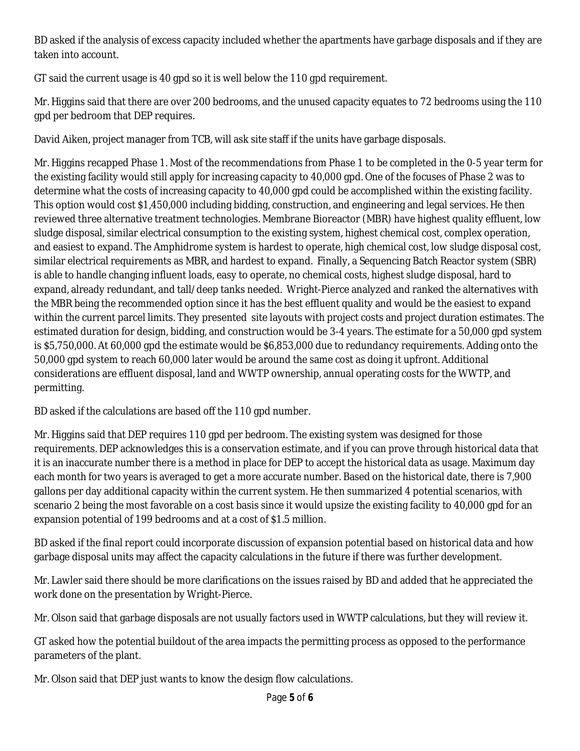BD asked if the analysis of excess capacity included whether the apartments have garbage disposals and if they are taken into account.

GT said the current usage is 40 gpd so it is well below the 110 gpd requirement.

Mr. Higgins said that there are over 200 bedrooms, and the unused capacity equates to 72 bedrooms using the 110 gpd per bedroom that DEP requires.

David Aiken, project manager from TCB, will ask site staff if the units have garbage disposals.

Mr. Higgins recapped Phase 1. Most of the recommendations from Phase 1 to be completed in the 0-5 year term for the existing facility would still apply for increasing capacity to 40,000 gpd. One of the focuses of Phase 2 was to determine what the costs of increasing capacity to 40,000 gpd could be accomplished within the existing facility. This option would cost $1,450,000 including bidding, construction, and engineering and legal services. He then reviewed three alternative treatment technologies. Membrane Bioreactor (MBR) have highest quality effluent, low sludge disposal, similar electrical consumption to the existing system, highest chemical cost, complex operation, and easiest to expand. The Amphidrome system is hardest to operate, high chemical cost, low sludge disposal cost, similar electrical requirements as MBR, and hardest to expand. Finally, a Sequencing Batch Reactor system (SBR) is able to handle changing influent loads, easy to operate, no chemical costs, highest sludge disposal, hard to expand, already redundant, and tall/deep tanks needed. Wright-Pierce analyzed and ranked the alternatives with the MBR being the recommended option since it has the best effluent quality and would be the easiest to expand within the current parcel limits. They presented site layouts with project costs and project duration estimates. The estimated duration for design, bidding, and construction would be 3-4 years. The estimate for a 50,000 gpd system is $5,750,000. At 60,000 gpd the estimate would be $6,853,000 due to redundancy requirements. Adding onto the 50,000 gpd system to reach 60,000 later would be around the same cost as doing it upfront. Additional considerations are effluent disposal, land and WWTP ownership, annual operating costs for the WWTP, and permitting.

BD asked if the calculations are based off the 110 gpd number.

Mr. Higgins said that DEP requires 110 gpd per bedroom. The existing system was designed for those requirements. DEP acknowledges this is a conservation estimate, and if you can prove through historical data that it is an inaccurate number there is a method in place for DEP to accept the historical data as usage. Maximum day each month for two years is averaged to get a more accurate number. Based on the historical date, there is 7,900 gallons per day additional capacity within the current system. He then summarized 4 potential scenarios, with scenario 2 being the most favorable on a cost basis since it would upsize the existing facility to 40,000 gpd for an expansion potential of 199 bedrooms and at a cost of $1.5 million.

BD asked if the final report could incorporate discussion of expansion potential based on historical data and how garbage disposal units may affect the capacity calculations in the future if there was further development.

Mr. Lawler said there should be more clarifications on the issues raised by BD and added that he appreciated the work done on the presentation by Wright-Pierce.

Mr. Olson said that garbage disposals are not usually factors used in WWTP calculations, but they will review it.

GT asked how the potential buildout of the area impacts the permitting process as opposed to the performance parameters of the plant.

Mr. Olson said that DEP just wants to know the design flow calculations.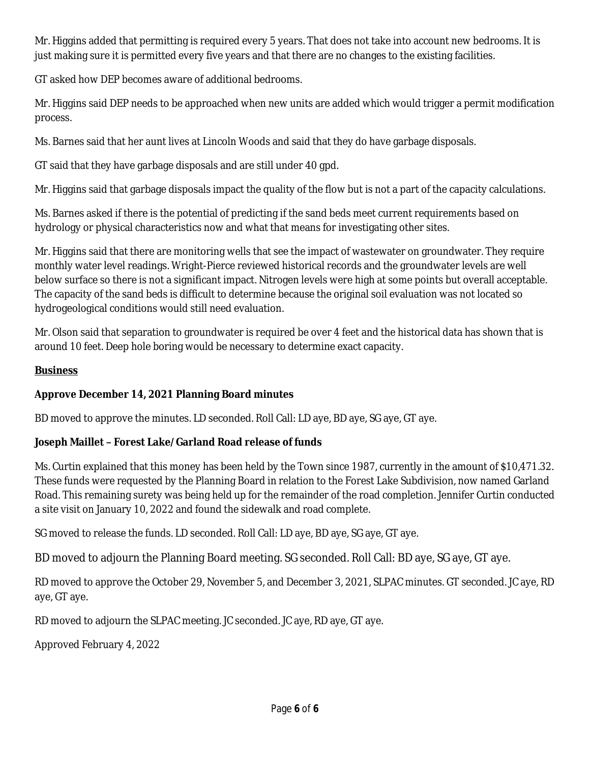Mr. Higgins added that permitting is required every 5 years. That does not take into account new bedrooms. It is just making sure it is permitted every five years and that there are no changes to the existing facilities.

GT asked how DEP becomes aware of additional bedrooms.

Mr. Higgins said DEP needs to be approached when new units are added which would trigger a permit modification process.

Ms. Barnes said that her aunt lives at Lincoln Woods and said that they do have garbage disposals.

GT said that they have garbage disposals and are still under 40 gpd.

Mr. Higgins said that garbage disposals impact the quality of the flow but is not a part of the capacity calculations.

Ms. Barnes asked if there is the potential of predicting if the sand beds meet current requirements based on hydrology or physical characteristics now and what that means for investigating other sites.

Mr. Higgins said that there are monitoring wells that see the impact of wastewater on groundwater. They require monthly water level readings. Wright-Pierce reviewed historical records and the groundwater levels are well below surface so there is not a significant impact. Nitrogen levels were high at some points but overall acceptable. The capacity of the sand beds is difficult to determine because the original soil evaluation was not located so hydrogeological conditions would still need evaluation.

Mr. Olson said that separation to groundwater is required be over 4 feet and the historical data has shown that is around 10 feet. Deep hole boring would be necessary to determine exact capacity.

## <u>Business</u>

**Approve December 14, 2021 Planning Board minutes**

BD moved to approve the minutes. LD seconded. Roll Call: LD aye, BD aye, SG aye, GT aye.

**Joseph Maillet – Forest Lake/ Garland Road release of funds**

Ms. Curtin explained that this money has been held by the Town since 1987, currently in the amount of $10,471.32. These funds were requested by the Planning Board in relation to the Forest Lake Subdivision, now named Garland Road. This remaining surety was being held up for the remainder of the road completion. Jennifer Curtin conducted a site visit on January 10, 2022 and found the sidewalk and road complete.

SG moved to release the funds. LD seconded. Roll Call: LD aye, BD aye, SG aye, GT aye.

BD moved to adjourn the Planning Board meeting. SG seconded. Roll Call: BD aye, SG aye, GT aye.

RD moved to approve the October 29, November 5, and December 3, 2021, SLPAC minutes. GT seconded. JC aye, RD aye, GT aye.

RD moved to adjourn the SLPAC meeting. JC seconded. JC aye, RD aye, GT aye.

Approved February 4, 2022